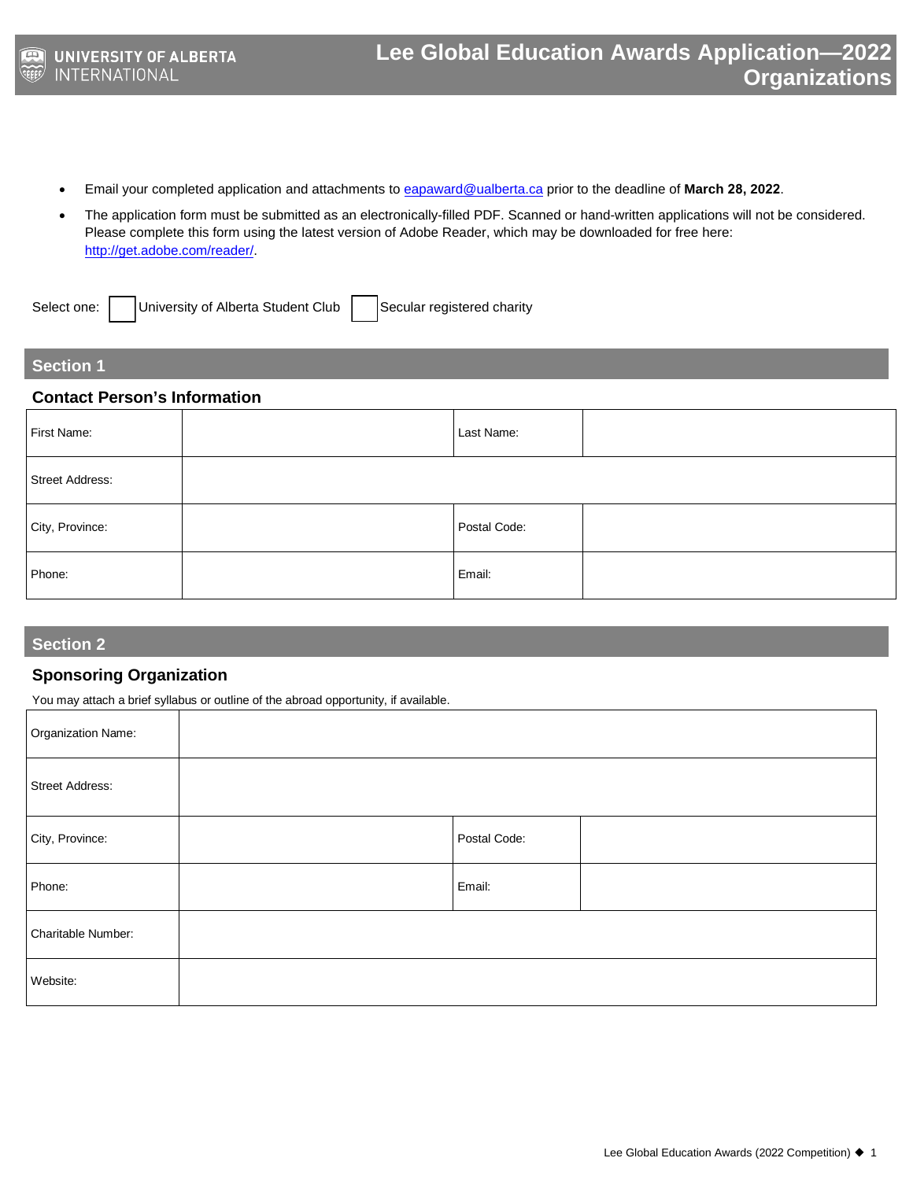# Lee Global Education Awards Application—2022 Organizations

UNIVERSITY OF ALBERTA INTERNATIONAL

- Email your completed application and attachments to eapaward@ualberta.ca prior to the deadline of **March 28, 2022**.
- The application form must be submitted as an electronically-filled PDF. Scanned or hand-written applications will not be considered. Please complete this form using the latest version of Adobe Reader, which may be downloaded for free here: http://get.adobe.com/reader/.

Select one: ☐ University of Alberta Student Club ☐ Secular registered charity

## Section 1

### Contact Person's Information

| First Name: | | Last Name: | |
|---|---|---|---|
| Street Address: | | | |
| City, Province: | | Postal Code: | |
| Phone: | | Email: | |

## Section 2

### Sponsoring Organization

You may attach a brief syllabus or outline of the abroad opportunity, if available.

| Organization Name: | | | |
|---|---|---|---|
| Street Address: | | | |
| City, Province: | | Postal Code: | |
| Phone: | | Email: | |
| Charitable Number: | | | |
| Website: | | | |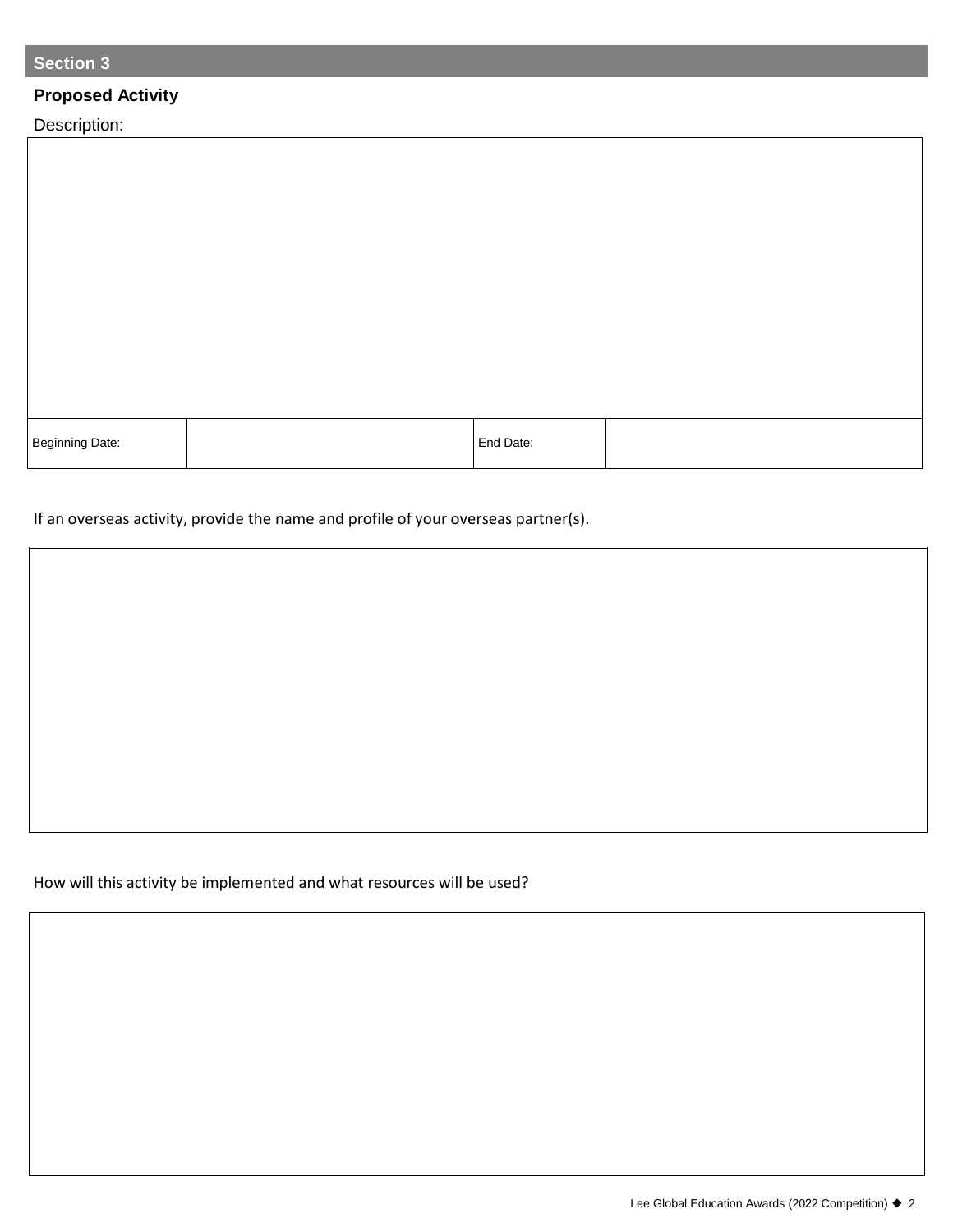## Section 3

**Proposed Activity**

Description:

| Beginning Date: | | End Date: | |
|---|---|---|---|

If an overseas activity, provide the name and profile of your overseas partner(s).

How will this activity be implemented and what resources will be used?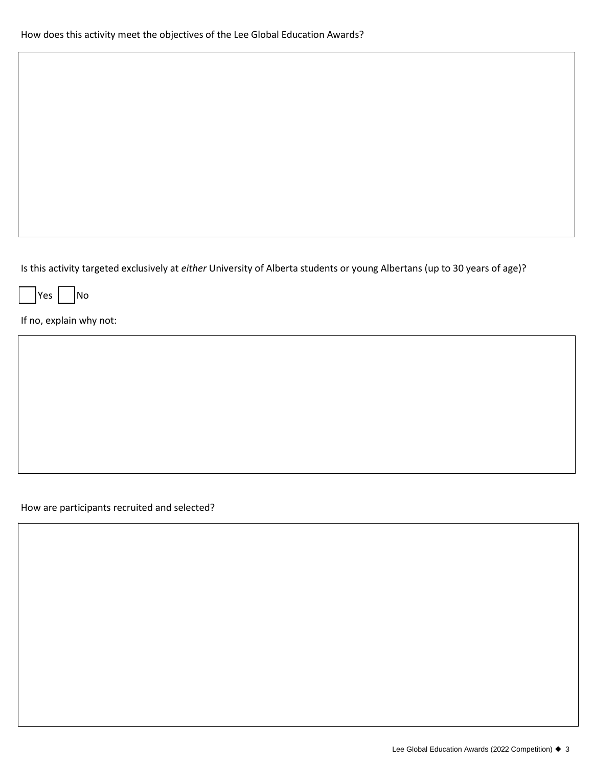How does this activity meet the objectives of the Lee Global Education Awards?

Is this activity targeted exclusively at *either* University of Alberta students or young Albertans (up to 30 years of age)?

☐ Yes ☐ No

If no, explain why not:

How are participants recruited and selected?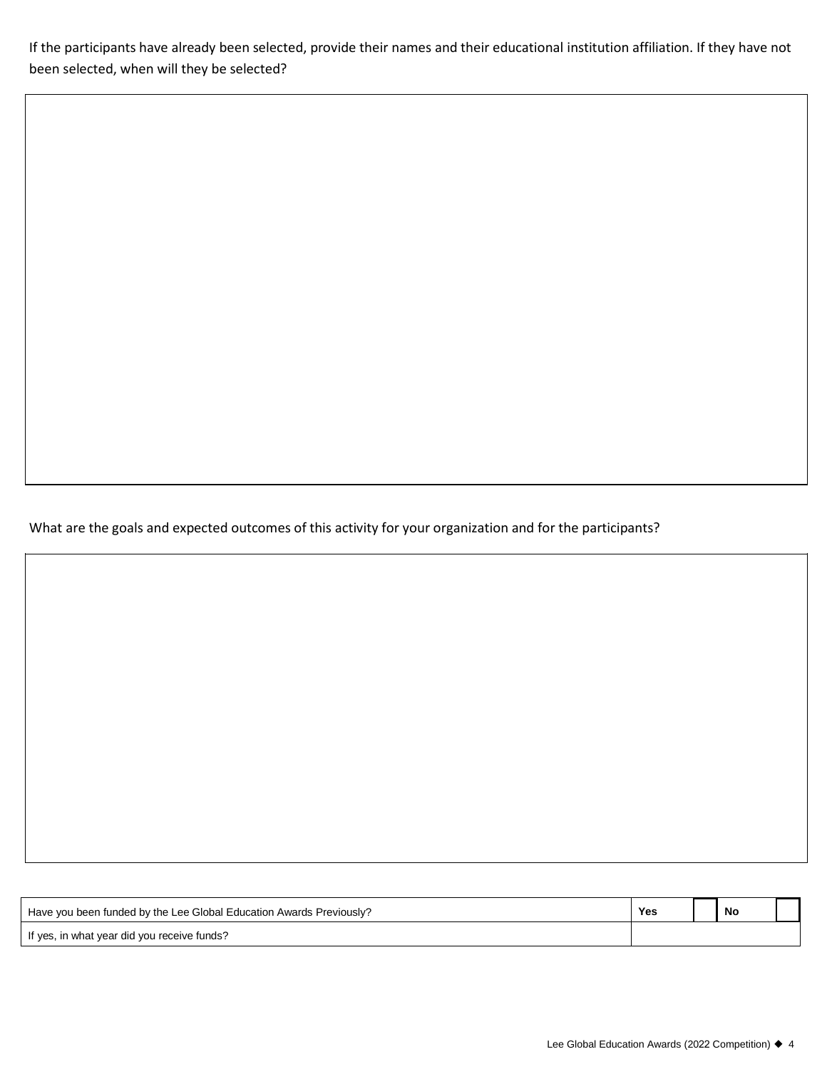If the participants have already been selected, provide their names and their educational institution affiliation. If they have not been selected, when will they be selected?

What are the goals and expected outcomes of this activity for your organization and for the participants?

| Have you been funded by the Lee Global Education Awards Previously? | **Yes** | | **No** | |
|---|---|---|---|---|
| If yes, in what year did you receive funds? | | | | |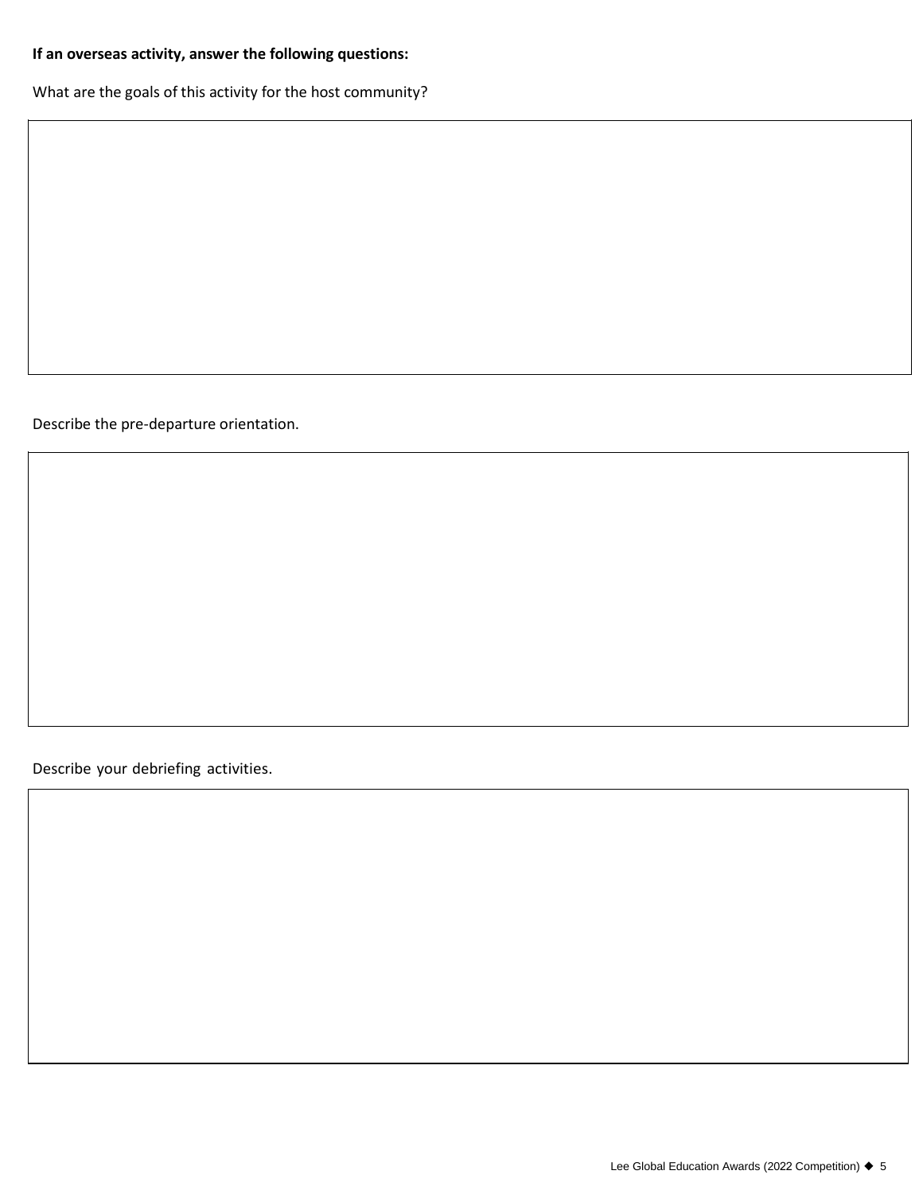**If an overseas activity, answer the following questions:**

What are the goals of this activity for the host community?

Describe the pre-departure orientation.

Describe your debriefing activities.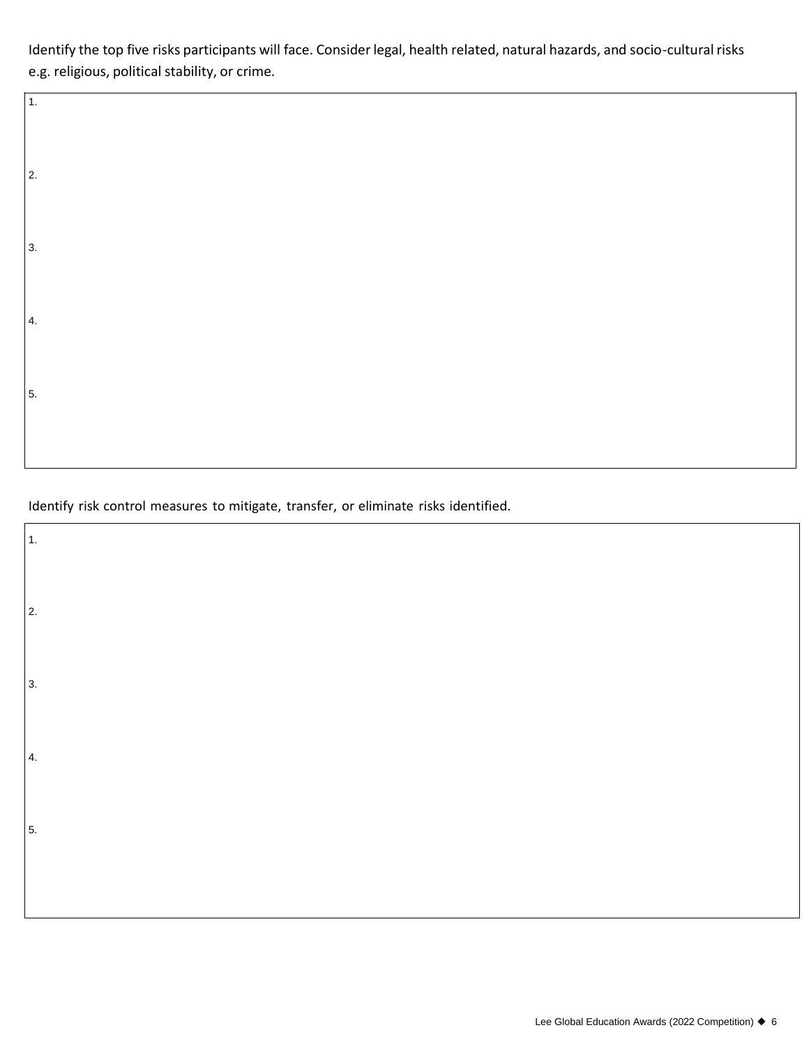Identify the top five risks participants will face. Consider legal, health related, natural hazards, and socio-cultural risks e.g. religious, political stability, or crime.

1.

2.

3.

4.

5.

Identify risk control measures to mitigate, transfer, or eliminate risks identified.

1.

2.

3.

4.

5.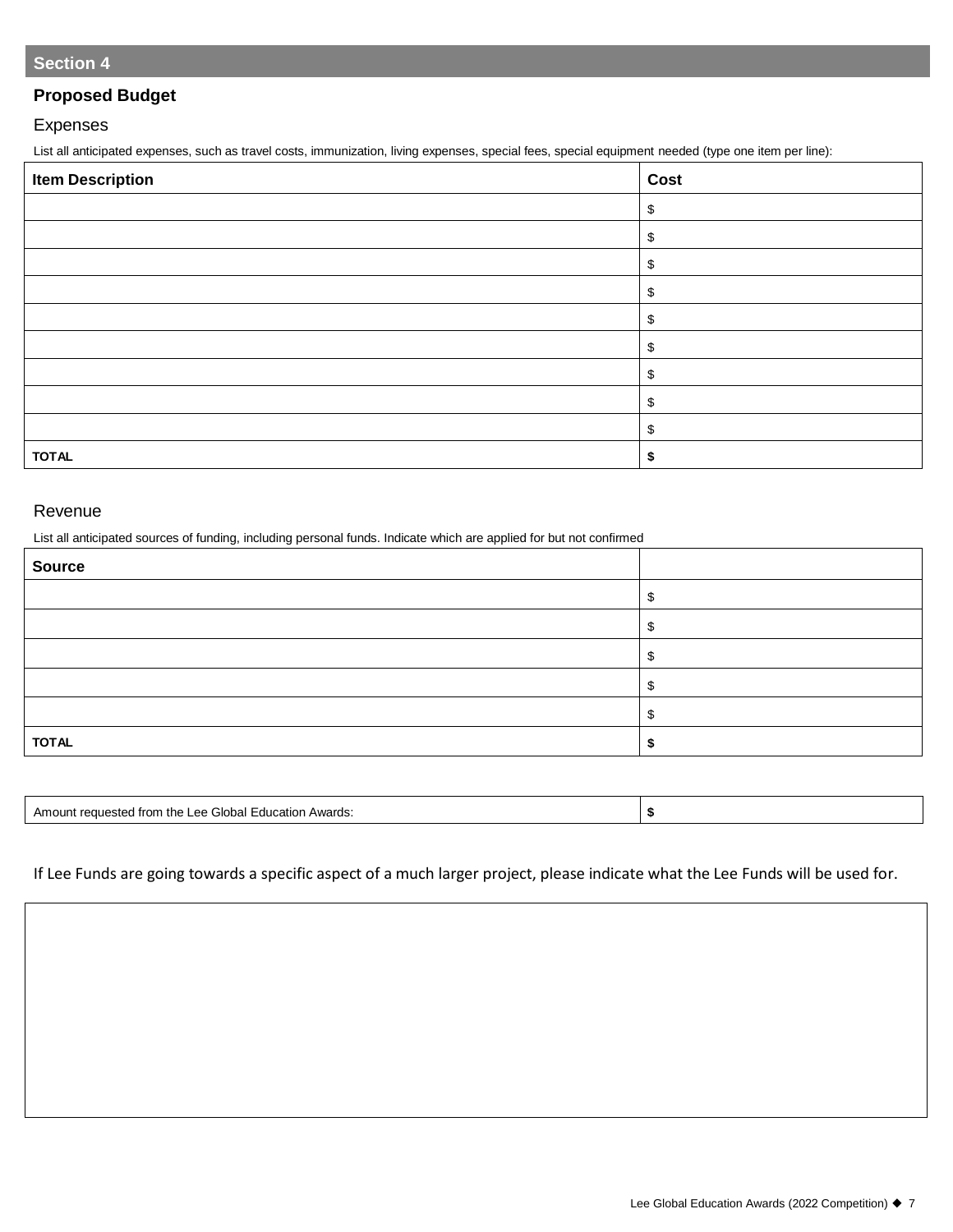## Section 4

### Proposed Budget

Expenses

List all anticipated expenses, such as travel costs, immunization, living expenses, special fees, special equipment needed (type one item per line):

| Item Description | Cost |
|---|---|
| | $ |
| | $ |
| | $ |
| | $ |
| | $ |
| | $ |
| | $ |
| | $ |
| | $ |
| **TOTAL** | **$** |

Revenue

List all anticipated sources of funding, including personal funds. Indicate which are applied for but not confirmed

| Source | |
|---|---|
| | $ |
| | $ |
| | $ |
| | $ |
| | $ |
| **TOTAL** | **$** |

| Amount requested from the Lee Global Education Awards: | **$** |
|---|---|

If Lee Funds are going towards a specific aspect of a much larger project, please indicate what the Lee Funds will be used for.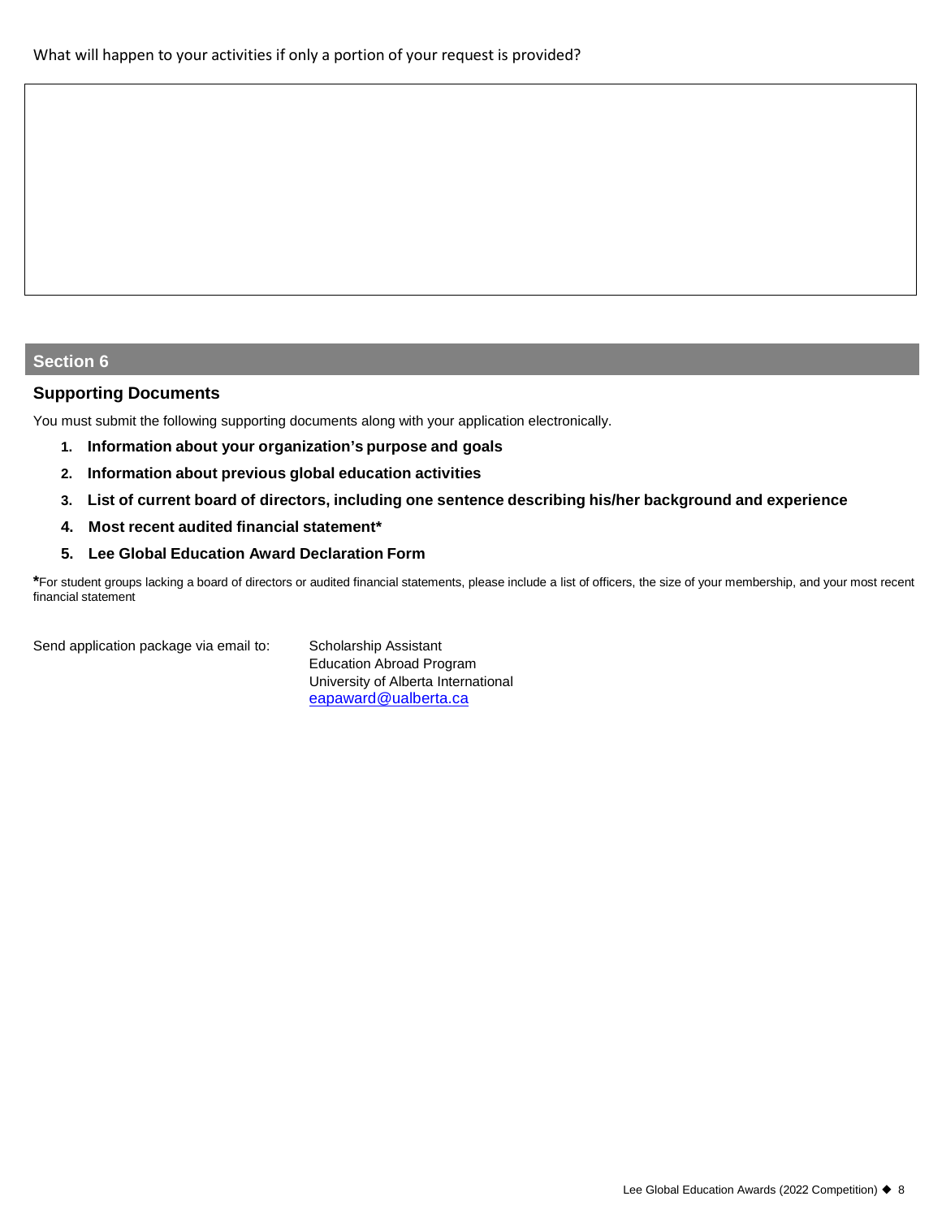What will happen to your activities if only a portion of your request is provided?

## Section 6

### Supporting Documents

You must submit the following supporting documents along with your application electronically.

1. **Information about your organization's purpose and goals**
2. **Information about previous global education activities**
3. **List of current board of directors, including one sentence describing his/her background and experience**
4. **Most recent audited financial statement***
5. **Lee Global Education Award Declaration Form**

*For student groups lacking a board of directors or audited financial statements, please include a list of officers, the size of your membership, and your most recent financial statement

Send application package via email to:

Scholarship Assistant
Education Abroad Program
University of Alberta International
eapaward@ualberta.ca